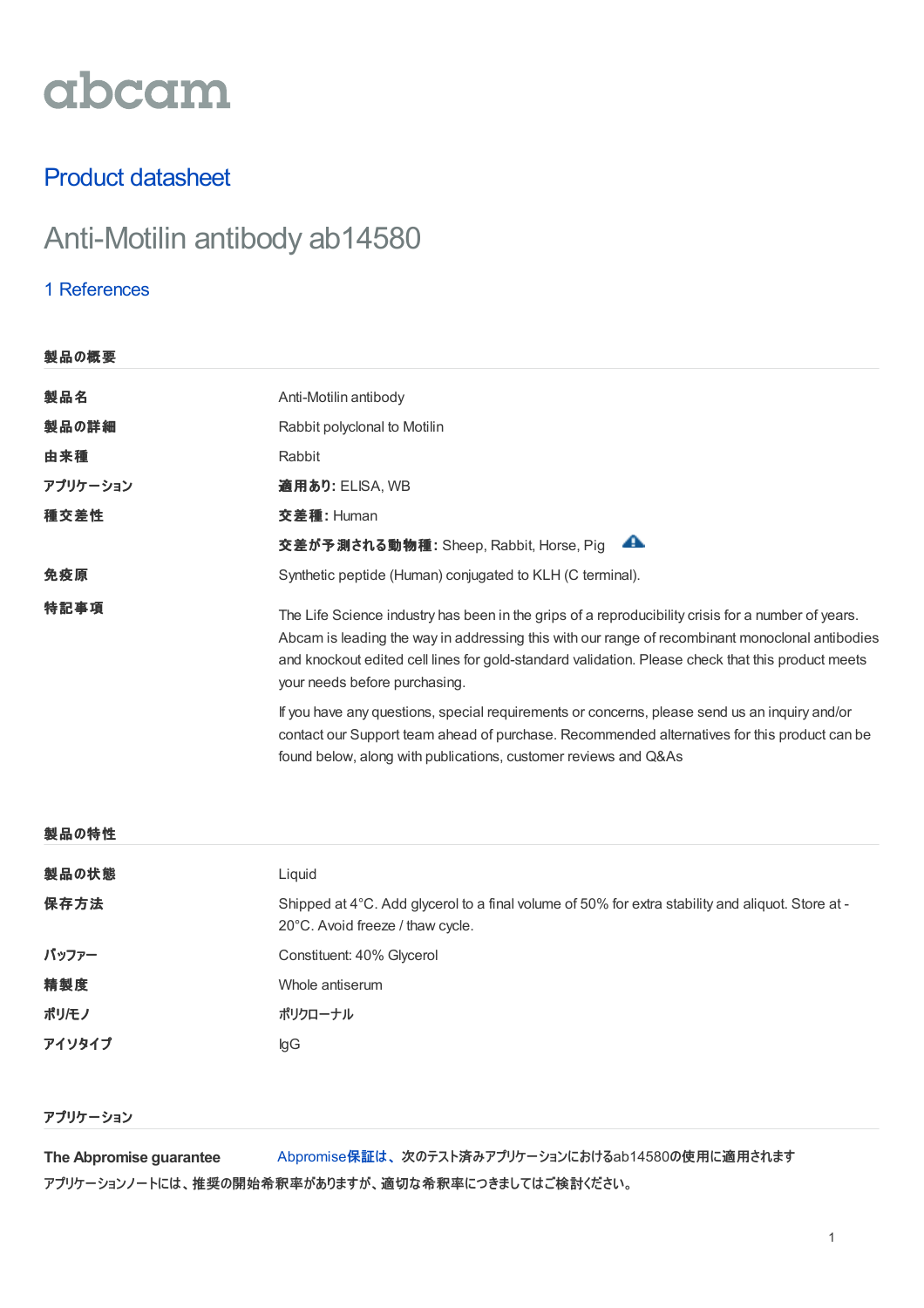abcam

# Product datasheet

## Anti-Motilin antibody ab14580

1 References

### 製品の概要

| | |
|---|---|
| **製品名** | Anti-Motilin antibody |
| **製品の詳細** | Rabbit polyclonal to Motilin |
| **由来種** | Rabbit |
| **アプリケーション** | **適用あり:** ELISA, WB |
| **種交差性** | **交差種:** Human |
| | **交差が予測される動物種:** Sheep, Rabbit, Horse, Pig |
| **免疫原** | Synthetic peptide (Human) conjugated to KLH (C terminal). |
| **特記事項** | The Life Science industry has been in the grips of a reproducibility crisis for a number of years. Abcam is leading the way in addressing this with our range of recombinant monoclonal antibodies and knockout edited cell lines for gold-standard validation. Please check that this product meets your needs before purchasing.<br><br>If you have any questions, special requirements or concerns, please send us an inquiry and/or contact our Support team ahead of purchase. Recommended alternatives for this product can be found below, along with publications, customer reviews and Q&As |

### 製品の特性

| | |
|---|---|
| **製品の状態** | Liquid |
| **保存方法** | Shipped at 4°C. Add glycerol to a final volume of 50% for extra stability and aliquot. Store at -20°C. Avoid freeze / thaw cycle. |
| **バッファー** | Constituent: 40% Glycerol |
| **精製度** | Whole antiserum |
| **ポリ/モノ** | ポリクローナル |
| **アイソタイプ** | IgG |

### アプリケーション

**The Abpromise guarantee** Abpromise保証は、次のテスト済みアプリケーションにおけるab14580の使用に適用されます

アプリケーションノートには、推奨の開始希釈率がありますが、適切な希釈率につきましてはご検討ください。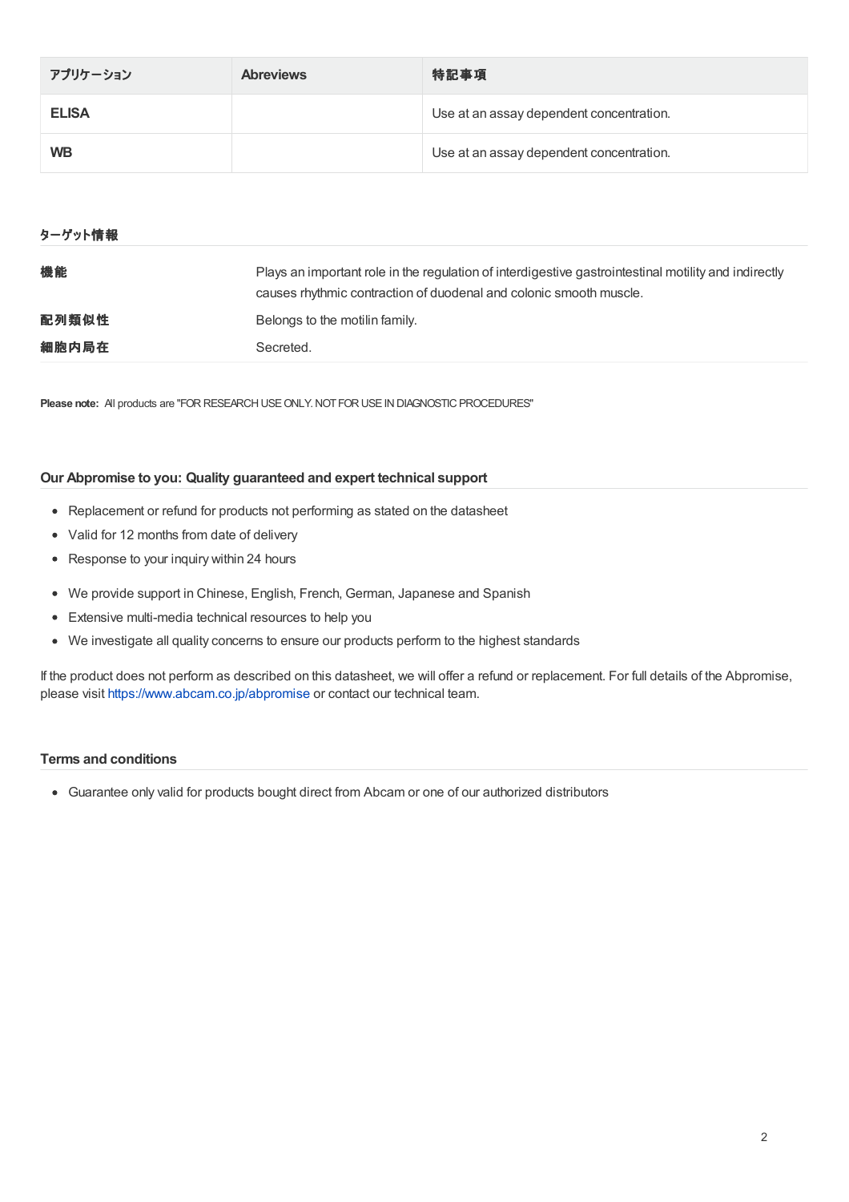| アプリケーション | Abreviews | 特記事項 |
| --- | --- | --- |
| ELISA | | Use at an assay dependent concentration. |
| WB | | Use at an assay dependent concentration. |

## ターゲット情報

| | |
| --- | --- |
| **機能** | Plays an important role in the regulation of interdigestive gastrointestinal motility and indirectly causes rhythmic contraction of duodenal and colonic smooth muscle. |
| **配列類似性** | Belongs to the motilin family. |
| **細胞内局在** | Secreted. |

**Please note:** All products are "FOR RESEARCH USE ONLY. NOT FOR USE IN DIAGNOSTIC PROCEDURES"

### Our Abpromise to you: Quality guaranteed and expert technical support

- Replacement or refund for products not performing as stated on the datasheet
- Valid for 12 months from date of delivery
- Response to your inquiry within 24 hours

- We provide support in Chinese, English, French, German, Japanese and Spanish
- Extensive multi-media technical resources to help you
- We investigate all quality concerns to ensure our products perform to the highest standards

If the product does not perform as described on this datasheet, we will offer a refund or replacement. For full details of the Abpromise, please visit https://www.abcam.co.jp/abpromise or contact our technical team.

### Terms and conditions

- Guarantee only valid for products bought direct from Abcam or one of our authorized distributors